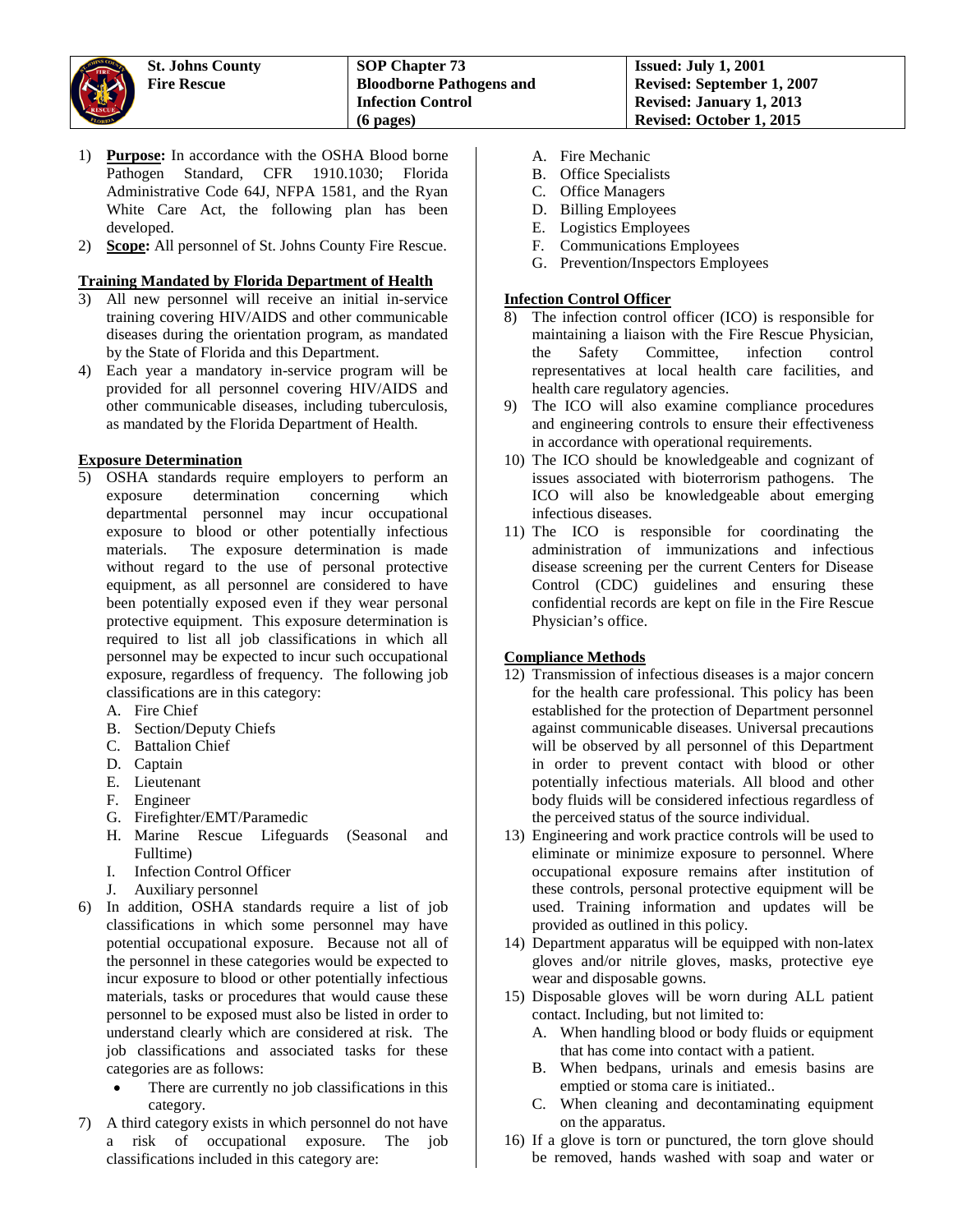| St. Johns County Fire Rescue | SOP Chapter 73 Bloodborne Pathogens and Infection Control (6 pages) | Issued: July 1, 2001 Revised: September 1, 2007 Revised: January 1, 2013 Revised: October 1, 2015 |
|---|---|---|

1) **Purpose:** In accordance with the OSHA Blood borne Pathogen Standard, CFR 1910.1030; Florida Administrative Code 64J, NFPA 1581, and the Ryan White Care Act, the following plan has been developed.
2) **Scope:** All personnel of St. Johns County Fire Rescue.

## Training Mandated by Florida Department of Health

3) All new personnel will receive an initial in-service training covering HIV/AIDS and other communicable diseases during the orientation program, as mandated by the State of Florida and this Department.
4) Each year a mandatory in-service program will be provided for all personnel covering HIV/AIDS and other communicable diseases, including tuberculosis, as mandated by the Florida Department of Health.

## Exposure Determination

5) OSHA standards require employers to perform an exposure determination concerning which departmental personnel may incur occupational exposure to blood or other potentially infectious materials. The exposure determination is made without regard to the use of personal protective equipment, as all personnel are considered to have been potentially exposed even if they wear personal protective equipment. This exposure determination is required to list all job classifications in which all personnel may be expected to incur such occupational exposure, regardless of frequency. The following job classifications are in this category:
   A. Fire Chief
   B. Section/Deputy Chiefs
   C. Battalion Chief
   D. Captain
   E. Lieutenant
   F. Engineer
   G. Firefighter/EMT/Paramedic
   H. Marine Rescue Lifeguards (Seasonal and Fulltime)
   I. Infection Control Officer
   J. Auxiliary personnel
6) In addition, OSHA standards require a list of job classifications in which some personnel may have potential occupational exposure. Because not all of the personnel in these categories would be expected to incur exposure to blood or other potentially infectious materials, tasks or procedures that would cause these personnel to be exposed must also be listed in order to understand clearly which are considered at risk. The job classifications and associated tasks for these categories are as follows:
   - There are currently no job classifications in this category.
7) A third category exists in which personnel do not have a risk of occupational exposure. The job classifications included in this category are:
   A. Fire Mechanic
   B. Office Specialists
   C. Office Managers
   D. Billing Employees
   E. Logistics Employees
   F. Communications Employees
   G. Prevention/Inspectors Employees

## Infection Control Officer

8) The infection control officer (ICO) is responsible for maintaining a liaison with the Fire Rescue Physician, the Safety Committee, infection control representatives at local health care facilities, and health care regulatory agencies.
9) The ICO will also examine compliance procedures and engineering controls to ensure their effectiveness in accordance with operational requirements.
10) The ICO should be knowledgeable and cognizant of issues associated with bioterrorism pathogens. The ICO will also be knowledgeable about emerging infectious diseases.
11) The ICO is responsible for coordinating the administration of immunizations and infectious disease screening per the current Centers for Disease Control (CDC) guidelines and ensuring these confidential records are kept on file in the Fire Rescue Physician's office.

## Compliance Methods

12) Transmission of infectious diseases is a major concern for the health care professional. This policy has been established for the protection of Department personnel against communicable diseases. Universal precautions will be observed by all personnel of this Department in order to prevent contact with blood or other potentially infectious materials. All blood and other body fluids will be considered infectious regardless of the perceived status of the source individual.
13) Engineering and work practice controls will be used to eliminate or minimize exposure to personnel. Where occupational exposure remains after institution of these controls, personal protective equipment will be used. Training information and updates will be provided as outlined in this policy.
14) Department apparatus will be equipped with non-latex gloves and/or nitrile gloves, masks, protective eye wear and disposable gowns.
15) Disposable gloves will be worn during ALL patient contact. Including, but not limited to:
   A. When handling blood or body fluids or equipment that has come into contact with a patient.
   B. When bedpans, urinals and emesis basins are emptied or stoma care is initiated..
   C. When cleaning and decontaminating equipment on the apparatus.
16) If a glove is torn or punctured, the torn glove should be removed, hands washed with soap and water or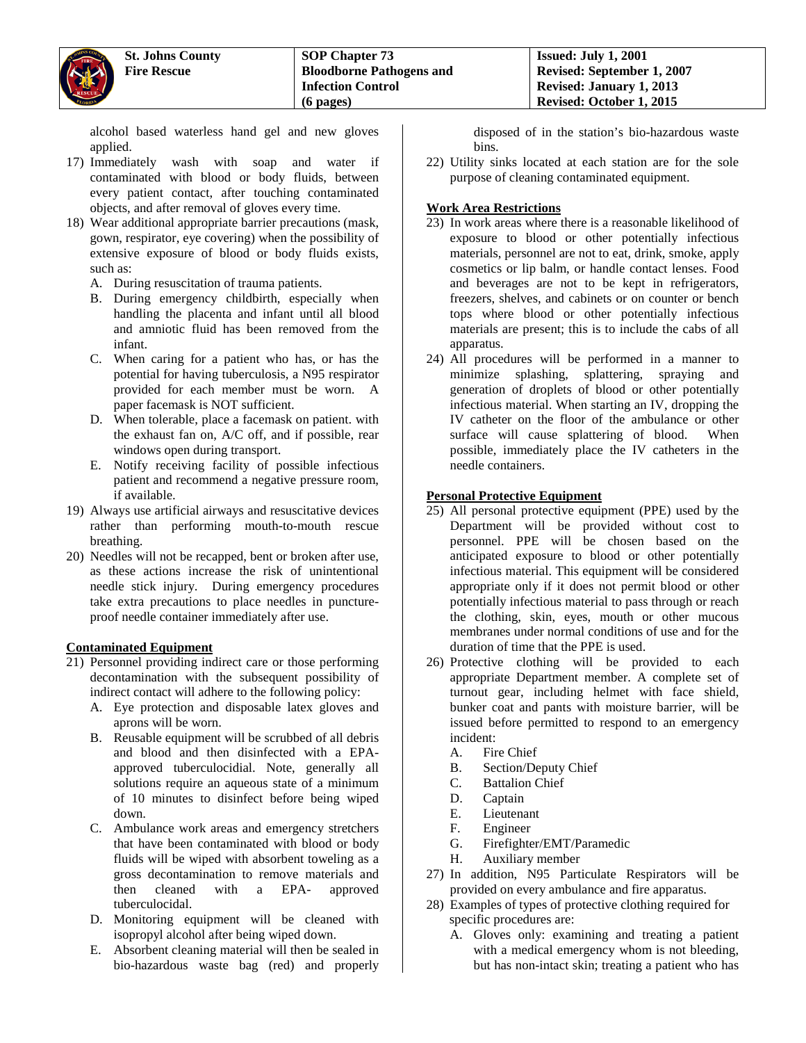alcohol based waterless hand gel and new gloves applied.

17) Immediately wash with soap and water if contaminated with blood or body fluids, between every patient contact, after touching contaminated objects, and after removal of gloves every time.
18) Wear additional appropriate barrier precautions (mask, gown, respirator, eye covering) when the possibility of extensive exposure of blood or body fluids exists, such as:
    A. During resuscitation of trauma patients.
    B. During emergency childbirth, especially when handling the placenta and infant until all blood and amniotic fluid has been removed from the infant.
    C. When caring for a patient who has, or has the potential for having tuberculosis, a N95 respirator provided for each member must be worn. A paper facemask is NOT sufficient.
    D. When tolerable, place a facemask on patient. with the exhaust fan on, A/C off, and if possible, rear windows open during transport.
    E. Notify receiving facility of possible infectious patient and recommend a negative pressure room, if available.
19) Always use artificial airways and resuscitative devices rather than performing mouth-to-mouth rescue breathing.
20) Needles will not be recapped, bent or broken after use, as these actions increase the risk of unintentional needle stick injury. During emergency procedures take extra precautions to place needles in puncture-proof needle container immediately after use.

**Contaminated Equipment**

21) Personnel providing indirect care or those performing decontamination with the subsequent possibility of indirect contact will adhere to the following policy:
    A. Eye protection and disposable latex gloves and aprons will be worn.
    B. Reusable equipment will be scrubbed of all debris and blood and then disinfected with a EPA-approved tuberculocidial. Note, generally all solutions require an aqueous state of a minimum of 10 minutes to disinfect before being wiped down.
    C. Ambulance work areas and emergency stretchers that have been contaminated with blood or body fluids will be wiped with absorbent toweling as a gross decontamination to remove materials and then cleaned with a EPA- approved tuberculocidal.
    D. Monitoring equipment will be cleaned with isopropyl alcohol after being wiped down.
    E. Absorbent cleaning material will then be sealed in bio-hazardous waste bag (red) and properly disposed of in the station's bio-hazardous waste bins.
22) Utility sinks located at each station are for the sole purpose of cleaning contaminated equipment.

**Work Area Restrictions**

23) In work areas where there is a reasonable likelihood of exposure to blood or other potentially infectious materials, personnel are not to eat, drink, smoke, apply cosmetics or lip balm, or handle contact lenses. Food and beverages are not to be kept in refrigerators, freezers, shelves, and cabinets or on counter or bench tops where blood or other potentially infectious materials are present; this is to include the cabs of all apparatus.
24) All procedures will be performed in a manner to minimize splashing, splattering, spraying and generation of droplets of blood or other potentially infectious material. When starting an IV, dropping the IV catheter on the floor of the ambulance or other surface will cause splattering of blood. When possible, immediately place the IV catheters in the needle containers.

**Personal Protective Equipment**

25) All personal protective equipment (PPE) used by the Department will be provided without cost to personnel. PPE will be chosen based on the anticipated exposure to blood or other potentially infectious material. This equipment will be considered appropriate only if it does not permit blood or other potentially infectious material to pass through or reach the clothing, skin, eyes, mouth or other mucous membranes under normal conditions of use and for the duration of time that the PPE is used.
26) Protective clothing will be provided to each appropriate Department member. A complete set of turnout gear, including helmet with face shield, bunker coat and pants with moisture barrier, will be issued before permitted to respond to an emergency incident:
    A. Fire Chief
    B. Section/Deputy Chief
    C. Battalion Chief
    D. Captain
    E. Lieutenant
    F. Engineer
    G. Firefighter/EMT/Paramedic
    H. Auxiliary member
27) In addition, N95 Particulate Respirators will be provided on every ambulance and fire apparatus.
28) Examples of types of protective clothing required for specific procedures are:
    A. Gloves only: examining and treating a patient with a medical emergency whom is not bleeding, but has non-intact skin; treating a patient who has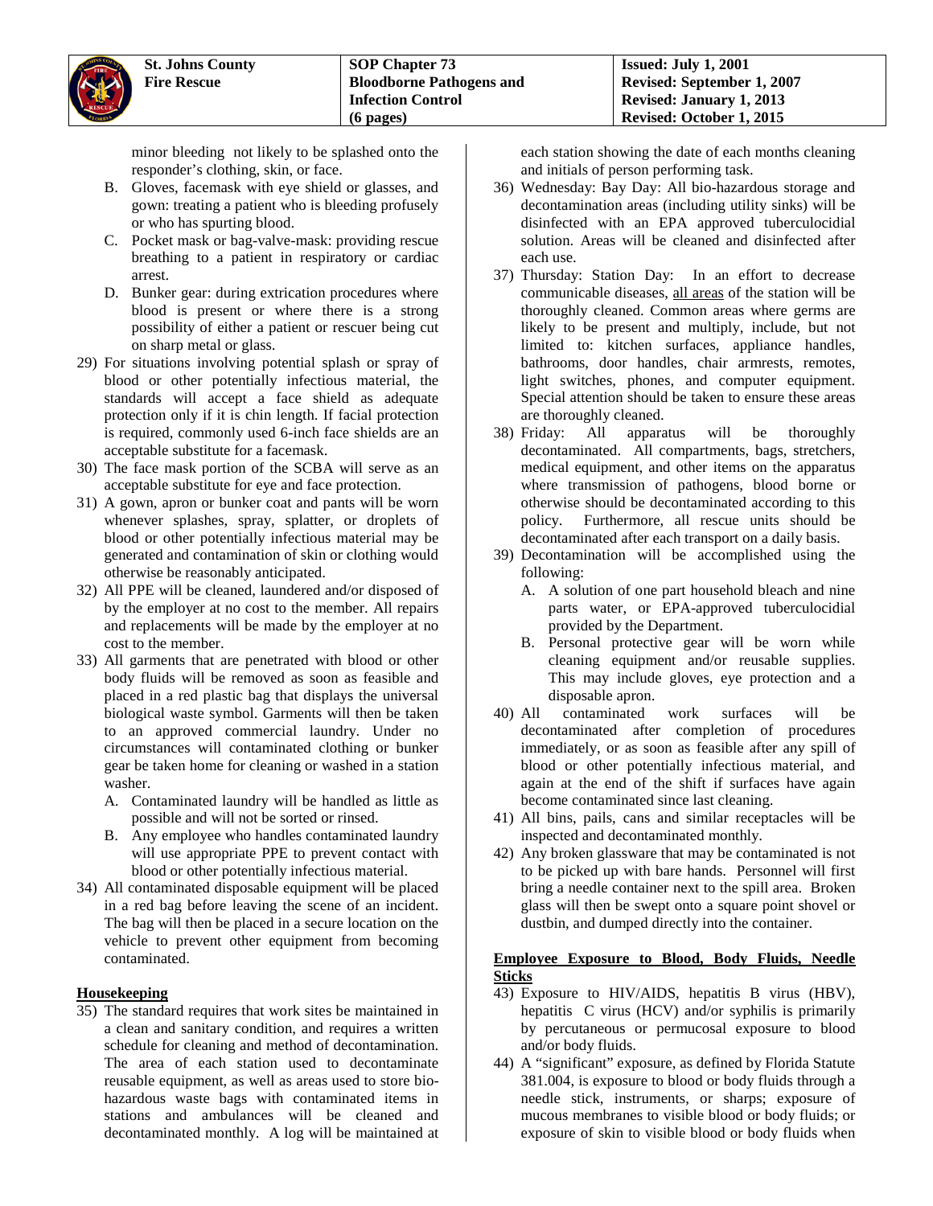minor bleeding not likely to be splashed onto the responder's clothing, skin, or face.

B. Gloves, facemask with eye shield or glasses, and gown: treating a patient who is bleeding profusely or who has spurting blood.

C. Pocket mask or bag-valve-mask: providing rescue breathing to a patient in respiratory or cardiac arrest.

D. Bunker gear: during extrication procedures where blood is present or where there is a strong possibility of either a patient or rescuer being cut on sharp metal or glass.

29) For situations involving potential splash or spray of blood or other potentially infectious material, the standards will accept a face shield as adequate protection only if it is chin length. If facial protection is required, commonly used 6-inch face shields are an acceptable substitute for a facemask.

30) The face mask portion of the SCBA will serve as an acceptable substitute for eye and face protection.

31) A gown, apron or bunker coat and pants will be worn whenever splashes, spray, splatter, or droplets of blood or other potentially infectious material may be generated and contamination of skin or clothing would otherwise be reasonably anticipated.

32) All PPE will be cleaned, laundered and/or disposed of by the employer at no cost to the member. All repairs and replacements will be made by the employer at no cost to the member.

33) All garments that are penetrated with blood or other body fluids will be removed as soon as feasible and placed in a red plastic bag that displays the universal biological waste symbol. Garments will then be taken to an approved commercial laundry. Under no circumstances will contaminated clothing or bunker gear be taken home for cleaning or washed in a station washer.

A. Contaminated laundry will be handled as little as possible and will not be sorted or rinsed.

B. Any employee who handles contaminated laundry will use appropriate PPE to prevent contact with blood or other potentially infectious material.

34) All contaminated disposable equipment will be placed in a red bag before leaving the scene of an incident. The bag will then be placed in a secure location on the vehicle to prevent other equipment from becoming contaminated.

**Housekeeping**

35) The standard requires that work sites be maintained in a clean and sanitary condition, and requires a written schedule for cleaning and method of decontamination. The area of each station used to decontaminate reusable equipment, as well as areas used to store bio-hazardous waste bags with contaminated items in stations and ambulances will be cleaned and decontaminated monthly. A log will be maintained at each station showing the date of each months cleaning and initials of person performing task.

36) Wednesday: Bay Day: All bio-hazardous storage and decontamination areas (including utility sinks) will be disinfected with an EPA approved tuberculocidial solution. Areas will be cleaned and disinfected after each use.

37) Thursday: Station Day: In an effort to decrease communicable diseases, all areas of the station will be thoroughly cleaned. Common areas where germs are likely to be present and multiply, include, but not limited to: kitchen surfaces, appliance handles, bathrooms, door handles, chair armrests, remotes, light switches, phones, and computer equipment. Special attention should be taken to ensure these areas are thoroughly cleaned.

38) Friday: All apparatus will be thoroughly decontaminated. All compartments, bags, stretchers, medical equipment, and other items on the apparatus where transmission of pathogens, blood borne or otherwise should be decontaminated according to this policy. Furthermore, all rescue units should be decontaminated after each transport on a daily basis.

39) Decontamination will be accomplished using the following:

A. A solution of one part household bleach and nine parts water, or EPA-approved tuberculocidial provided by the Department.

B. Personal protective gear will be worn while cleaning equipment and/or reusable supplies. This may include gloves, eye protection and a disposable apron.

40) All contaminated work surfaces will be decontaminated after completion of procedures immediately, or as soon as feasible after any spill of blood or other potentially infectious material, and again at the end of the shift if surfaces have again become contaminated since last cleaning.

41) All bins, pails, cans and similar receptacles will be inspected and decontaminated monthly.

42) Any broken glassware that may be contaminated is not to be picked up with bare hands. Personnel will first bring a needle container next to the spill area. Broken glass will then be swept onto a square point shovel or dustbin, and dumped directly into the container.

**Employee Exposure to Blood, Body Fluids, Needle Sticks**

43) Exposure to HIV/AIDS, hepatitis B virus (HBV), hepatitis C virus (HCV) and/or syphilis is primarily by percutaneous or permucosal exposure to blood and/or body fluids.

44) A "significant" exposure, as defined by Florida Statute 381.004, is exposure to blood or body fluids through a needle stick, instruments, or sharps; exposure of mucous membranes to visible blood or body fluids; or exposure of skin to visible blood or body fluids when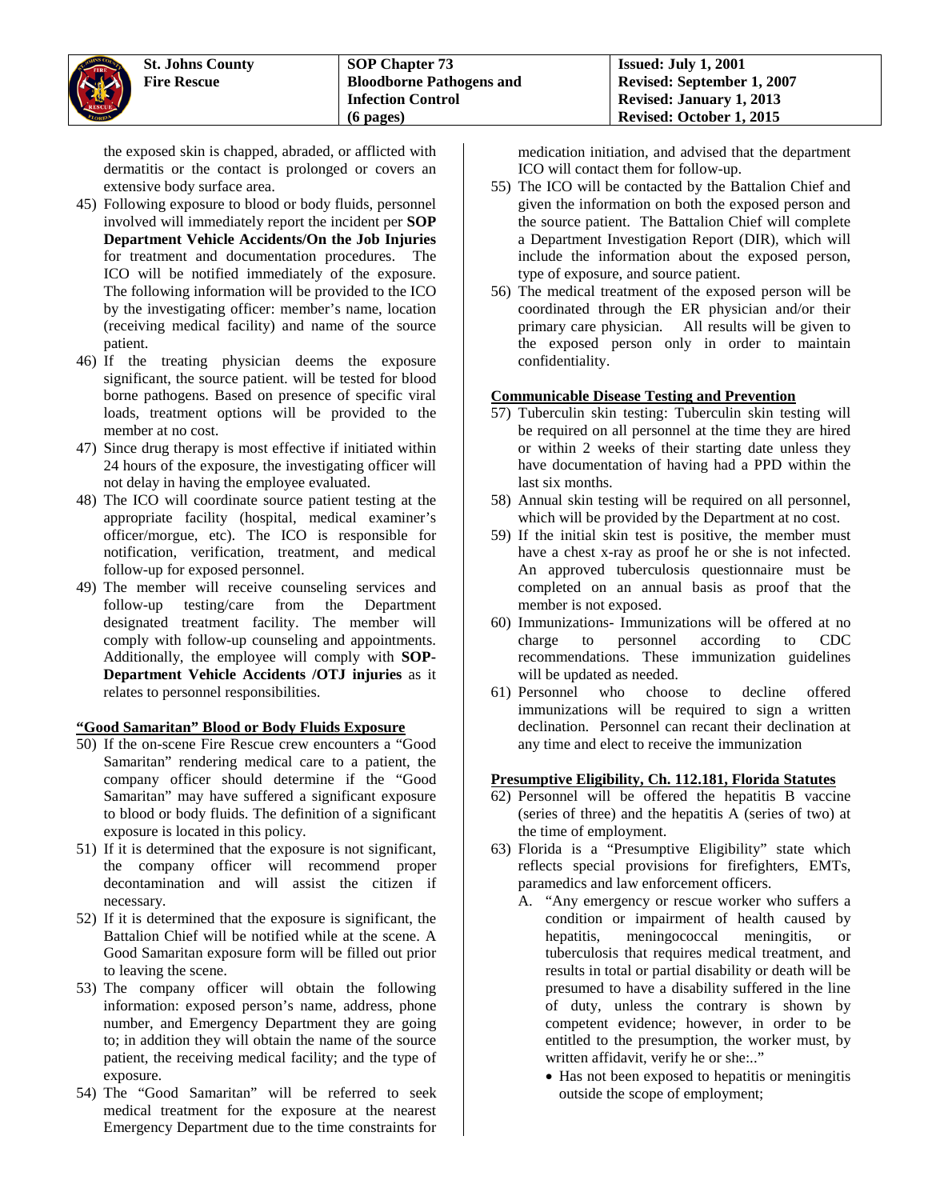the exposed skin is chapped, abraded, or afflicted with dermatitis or the contact is prolonged or covers an extensive body surface area.

45) Following exposure to blood or body fluids, personnel involved will immediately report the incident per **SOP Department Vehicle Accidents/On the Job Injuries** for treatment and documentation procedures. The ICO will be notified immediately of the exposure. The following information will be provided to the ICO by the investigating officer: member's name, location (receiving medical facility) and name of the source patient.
46) If the treating physician deems the exposure significant, the source patient. will be tested for blood borne pathogens. Based on presence of specific viral loads, treatment options will be provided to the member at no cost.
47) Since drug therapy is most effective if initiated within 24 hours of the exposure, the investigating officer will not delay in having the employee evaluated.
48) The ICO will coordinate source patient testing at the appropriate facility (hospital, medical examiner's officer/morgue, etc). The ICO is responsible for notification, verification, treatment, and medical follow-up for exposed personnel.
49) The member will receive counseling services and follow-up testing/care from the Department designated treatment facility. The member will comply with follow-up counseling and appointments. Additionally, the employee will comply with **SOP-Department Vehicle Accidents /OTJ injuries** as it relates to personnel responsibilities.

**"Good Samaritan" Blood or Body Fluids Exposure**

50) If the on-scene Fire Rescue crew encounters a "Good Samaritan" rendering medical care to a patient, the company officer should determine if the "Good Samaritan" may have suffered a significant exposure to blood or body fluids. The definition of a significant exposure is located in this policy.
51) If it is determined that the exposure is not significant, the company officer will recommend proper decontamination and will assist the citizen if necessary.
52) If it is determined that the exposure is significant, the Battalion Chief will be notified while at the scene. A Good Samaritan exposure form will be filled out prior to leaving the scene.
53) The company officer will obtain the following information: exposed person's name, address, phone number, and Emergency Department they are going to; in addition they will obtain the name of the source patient, the receiving medical facility; and the type of exposure.
54) The "Good Samaritan" will be referred to seek medical treatment for the exposure at the nearest Emergency Department due to the time constraints for medication initiation, and advised that the department ICO will contact them for follow-up.
55) The ICO will be contacted by the Battalion Chief and given the information on both the exposed person and the source patient. The Battalion Chief will complete a Department Investigation Report (DIR), which will include the information about the exposed person, type of exposure, and source patient.
56) The medical treatment of the exposed person will be coordinated through the ER physician and/or their primary care physician. All results will be given to the exposed person only in order to maintain confidentiality.

**Communicable Disease Testing and Prevention**

57) Tuberculin skin testing: Tuberculin skin testing will be required on all personnel at the time they are hired or within 2 weeks of their starting date unless they have documentation of having had a PPD within the last six months.
58) Annual skin testing will be required on all personnel, which will be provided by the Department at no cost.
59) If the initial skin test is positive, the member must have a chest x-ray as proof he or she is not infected. An approved tuberculosis questionnaire must be completed on an annual basis as proof that the member is not exposed.
60) Immunizations- Immunizations will be offered at no charge to personnel according to CDC recommendations. These immunization guidelines will be updated as needed.
61) Personnel who choose to decline offered immunizations will be required to sign a written declination. Personnel can recant their declination at any time and elect to receive the immunization

**Presumptive Eligibility, Ch. 112.181, Florida Statutes**

62) Personnel will be offered the hepatitis B vaccine (series of three) and the hepatitis A (series of two) at the time of employment.
63) Florida is a "Presumptive Eligibility" state which reflects special provisions for firefighters, EMTs, paramedics and law enforcement officers.
    A. "Any emergency or rescue worker who suffers a condition or impairment of health caused by hepatitis, meningococcal meningitis, or tuberculosis that requires medical treatment, and results in total or partial disability or death will be presumed to have a disability suffered in the line of duty, unless the contrary is shown by competent evidence; however, in order to be entitled to the presumption, the worker must, by written affidavit, verify he or she:.."
        - Has not been exposed to hepatitis or meningitis outside the scope of employment;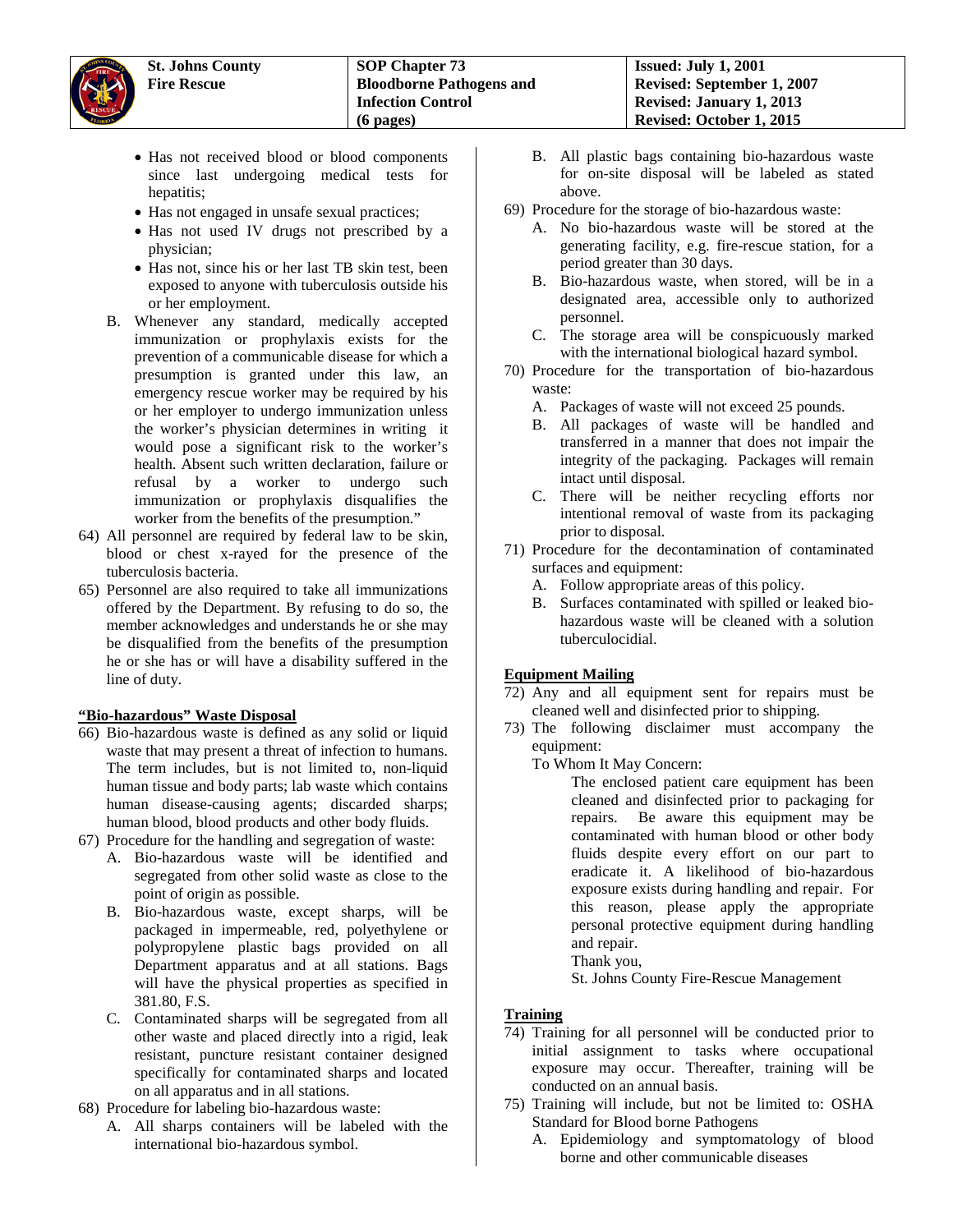- Has not received blood or blood components since last undergoing medical tests for hepatitis;
- Has not engaged in unsafe sexual practices;
- Has not used IV drugs not prescribed by a physician;
- Has not, since his or her last TB skin test, been exposed to anyone with tuberculosis outside his or her employment.

B. Whenever any standard, medically accepted immunization or prophylaxis exists for the prevention of a communicable disease for which a presumption is granted under this law, an emergency rescue worker may be required by his or her employer to undergo immunization unless the worker's physician determines in writing it would pose a significant risk to the worker's health. Absent such written declaration, failure or refusal by a worker to undergo such immunization or prophylaxis disqualifies the worker from the benefits of the presumption."

64) All personnel are required by federal law to be skin, blood or chest x-rayed for the presence of the tuberculosis bacteria.

65) Personnel are also required to take all immunizations offered by the Department. By refusing to do so, the member acknowledges and understands he or she may be disqualified from the benefits of the presumption he or she has or will have a disability suffered in the line of duty.

**"Bio-hazardous" Waste Disposal**

66) Bio-hazardous waste is defined as any solid or liquid waste that may present a threat of infection to humans. The term includes, but is not limited to, non-liquid human tissue and body parts; lab waste which contains human disease-causing agents; discarded sharps; human blood, blood products and other body fluids.

67) Procedure for the handling and segregation of waste:
   A. Bio-hazardous waste will be identified and segregated from other solid waste as close to the point of origin as possible.
   B. Bio-hazardous waste, except sharps, will be packaged in impermeable, red, polyethylene or polypropylene plastic bags provided on all Department apparatus and at all stations. Bags will have the physical properties as specified in 381.80, F.S.
   C. Contaminated sharps will be segregated from all other waste and placed directly into a rigid, leak resistant, puncture resistant container designed specifically for contaminated sharps and located on all apparatus and in all stations.

68) Procedure for labeling bio-hazardous waste:
   A. All sharps containers will be labeled with the international bio-hazardous symbol.
   B. All plastic bags containing bio-hazardous waste for on-site disposal will be labeled as stated above.

69) Procedure for the storage of bio-hazardous waste:
   A. No bio-hazardous waste will be stored at the generating facility, e.g. fire-rescue station, for a period greater than 30 days.
   B. Bio-hazardous waste, when stored, will be in a designated area, accessible only to authorized personnel.
   C. The storage area will be conspicuously marked with the international biological hazard symbol.

70) Procedure for the transportation of bio-hazardous waste:
   A. Packages of waste will not exceed 25 pounds.
   B. All packages of waste will be handled and transferred in a manner that does not impair the integrity of the packaging. Packages will remain intact until disposal.
   C. There will be neither recycling efforts nor intentional removal of waste from its packaging prior to disposal.

71) Procedure for the decontamination of contaminated surfaces and equipment:
   A. Follow appropriate areas of this policy.
   B. Surfaces contaminated with spilled or leaked bio-hazardous waste will be cleaned with a solution tuberculocidial.

**Equipment Mailing**

72) Any and all equipment sent for repairs must be cleaned well and disinfected prior to shipping.

73) The following disclaimer must accompany the equipment:

   To Whom It May Concern:

   > The enclosed patient care equipment has been cleaned and disinfected prior to packaging for repairs. Be aware this equipment may be contaminated with human blood or other body fluids despite every effort on our part to eradicate it. A likelihood of bio-hazardous exposure exists during handling and repair. For this reason, please apply the appropriate personal protective equipment during handling and repair.
   >
   > Thank you,
   >
   > St. Johns County Fire-Rescue Management

**Training**

74) Training for all personnel will be conducted prior to initial assignment to tasks where occupational exposure may occur. Thereafter, training will be conducted on an annual basis.

75) Training will include, but not be limited to: OSHA Standard for Blood borne Pathogens
   A. Epidemiology and symptomatology of blood borne and other communicable diseases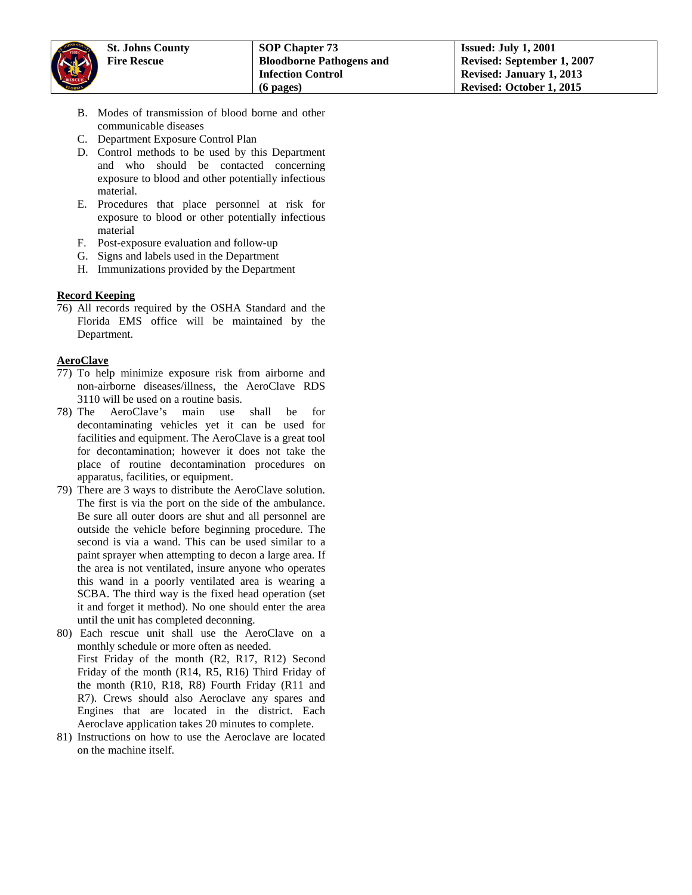B. Modes of transmission of blood borne and other communicable diseases
C. Department Exposure Control Plan
D. Control methods to be used by this Department and who should be contacted concerning exposure to blood and other potentially infectious material.
E. Procedures that place personnel at risk for exposure to blood or other potentially infectious material
F. Post-exposure evaluation and follow-up
G. Signs and labels used in the Department
H. Immunizations provided by the Department

**Record Keeping**

76) All records required by the OSHA Standard and the Florida EMS office will be maintained by the Department.

**AeroClave**

77) To help minimize exposure risk from airborne and non-airborne diseases/illness, the AeroClave RDS 3110 will be used on a routine basis.
78) The AeroClave's main use shall be for decontaminating vehicles yet it can be used for facilities and equipment. The AeroClave is a great tool for decontamination; however it does not take the place of routine decontamination procedures on apparatus, facilities, or equipment.
79) There are 3 ways to distribute the AeroClave solution. The first is via the port on the side of the ambulance. Be sure all outer doors are shut and all personnel are outside the vehicle before beginning procedure. The second is via a wand. This can be used similar to a paint sprayer when attempting to decon a large area. If the area is not ventilated, insure anyone who operates this wand in a poorly ventilated area is wearing a SCBA. The third way is the fixed head operation (set it and forget it method). No one should enter the area until the unit has completed deconning.
80) Each rescue unit shall use the AeroClave on a monthly schedule or more often as needed.
First Friday of the month (R2, R17, R12) Second Friday of the month (R14, R5, R16) Third Friday of the month (R10, R18, R8) Fourth Friday (R11 and R7). Crews should also Aeroclave any spares and Engines that are located in the district. Each Aeroclave application takes 20 minutes to complete.
81) Instructions on how to use the Aeroclave are located on the machine itself.